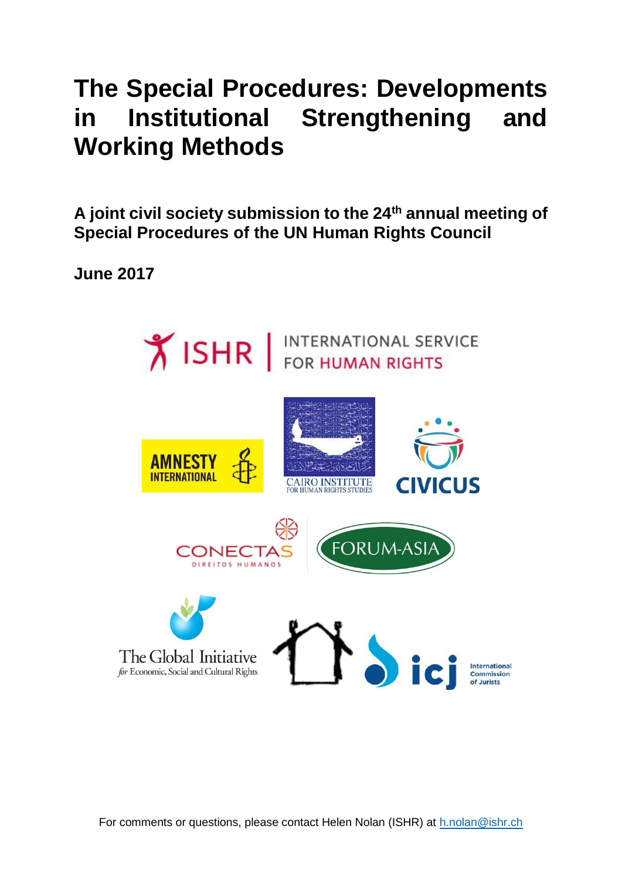# The Special Procedures: Developments in Institutional Strengthening and Working Methods

**A joint civil society submission to the 24th annual meeting of Special Procedures of the UN Human Rights Council**

**June 2017**

For comments or questions, please contact Helen Nolan (ISHR) at h.nolan@ishr.ch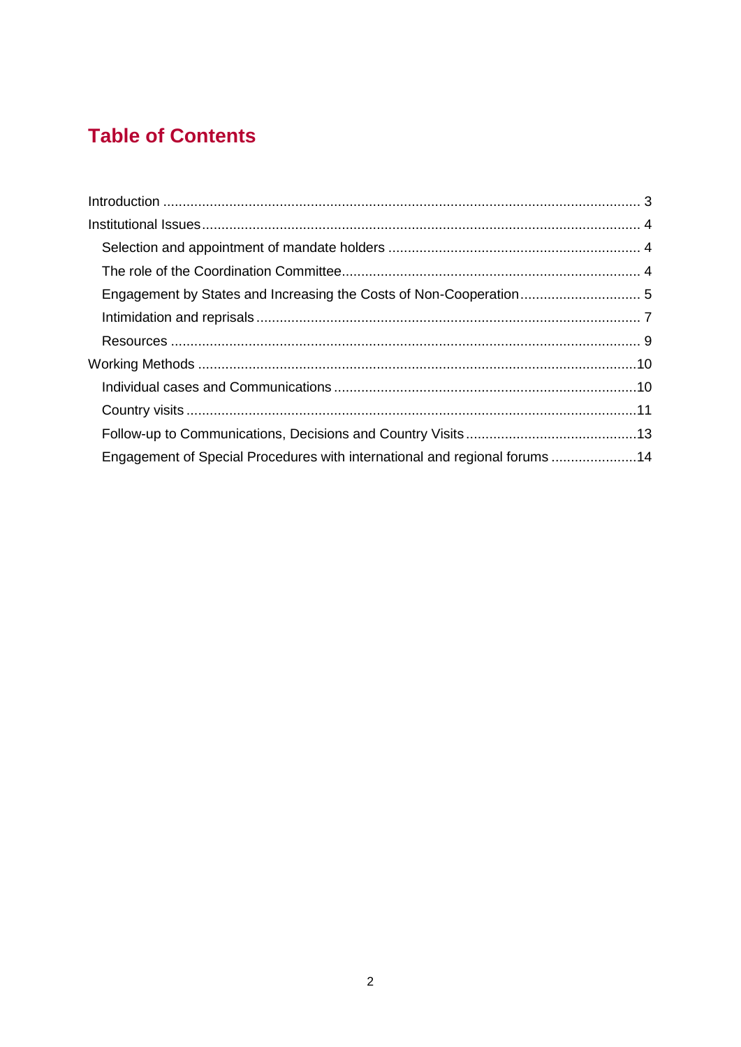## Table of Contents

- Introduction ... 3
- Institutional Issues ... 4
  - Selection and appointment of mandate holders ... 4
  - The role of the Coordination Committee ... 4
  - Engagement by States and Increasing the Costs of Non-Cooperation ... 5
  - Intimidation and reprisals ... 7
  - Resources ... 9
- Working Methods ... 10
  - Individual cases and Communications ... 10
  - Country visits ... 11
  - Follow-up to Communications, Decisions and Country Visits ... 13
  - Engagement of Special Procedures with international and regional forums ... 14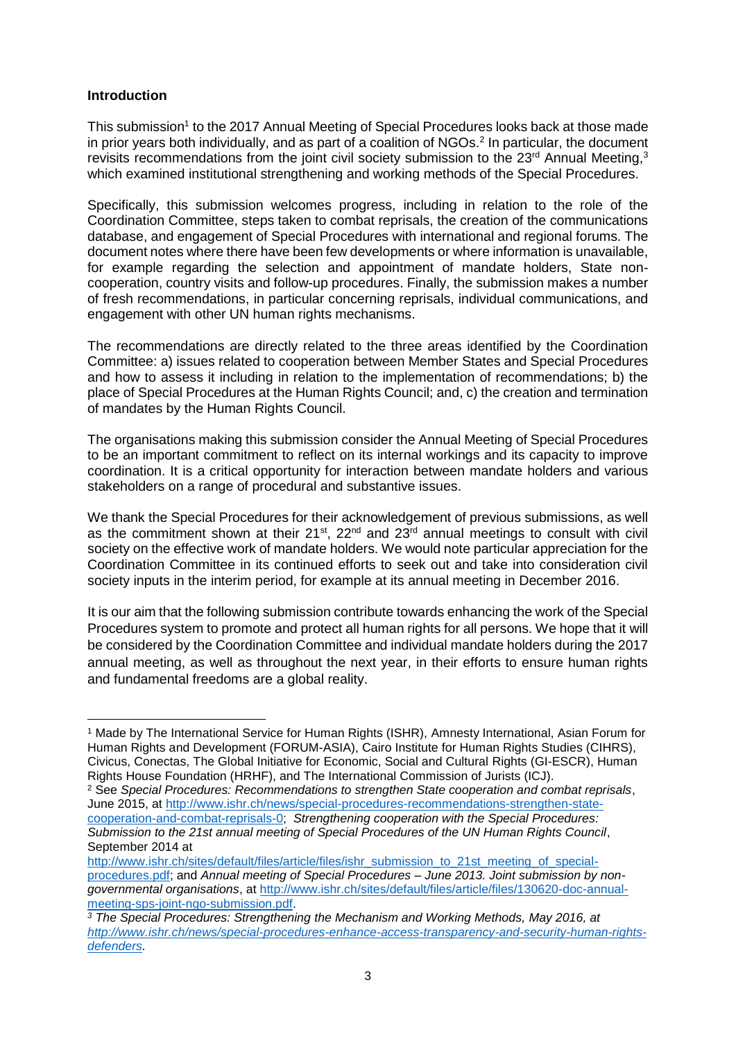**Introduction**

This submission[1] to the 2017 Annual Meeting of Special Procedures looks back at those made in prior years both individually, and as part of a coalition of NGOs.[2] In particular, the document revisits recommendations from the joint civil society submission to the 23rd Annual Meeting,[3] which examined institutional strengthening and working methods of the Special Procedures.

Specifically, this submission welcomes progress, including in relation to the role of the Coordination Committee, steps taken to combat reprisals, the creation of the communications database, and engagement of Special Procedures with international and regional forums. The document notes where there have been few developments or where information is unavailable, for example regarding the selection and appointment of mandate holders, State non-cooperation, country visits and follow-up procedures. Finally, the submission makes a number of fresh recommendations, in particular concerning reprisals, individual communications, and engagement with other UN human rights mechanisms.

The recommendations are directly related to the three areas identified by the Coordination Committee: a) issues related to cooperation between Member States and Special Procedures and how to assess it including in relation to the implementation of recommendations; b) the place of Special Procedures at the Human Rights Council; and, c) the creation and termination of mandates by the Human Rights Council.

The organisations making this submission consider the Annual Meeting of Special Procedures to be an important commitment to reflect on its internal workings and its capacity to improve coordination. It is a critical opportunity for interaction between mandate holders and various stakeholders on a range of procedural and substantive issues.

We thank the Special Procedures for their acknowledgement of previous submissions, as well as the commitment shown at their 21st, 22nd and 23rd annual meetings to consult with civil society on the effective work of mandate holders. We would note particular appreciation for the Coordination Committee in its continued efforts to seek out and take into consideration civil society inputs in the interim period, for example at its annual meeting in December 2016.

It is our aim that the following submission contribute towards enhancing the work of the Special Procedures system to promote and protect all human rights for all persons. We hope that it will be considered by the Coordination Committee and individual mandate holders during the 2017 annual meeting, as well as throughout the next year, in their efforts to ensure human rights and fundamental freedoms are a global reality.

---

[1] Made by The International Service for Human Rights (ISHR), Amnesty International, Asian Forum for Human Rights and Development (FORUM-ASIA), Cairo Institute for Human Rights Studies (CIHRS), Civicus, Conectas, The Global Initiative for Economic, Social and Cultural Rights (GI-ESCR), Human Rights House Foundation (HRHF), and The International Commission of Jurists (ICJ).

[2] See *Special Procedures: Recommendations to strengthen State cooperation and combat reprisals*, June 2015, at http://www.ishr.ch/news/special-procedures-recommendations-strengthen-state-cooperation-and-combat-reprisals-0; *Strengthening cooperation with the Special Procedures: Submission to the 21st annual meeting of Special Procedures of the UN Human Rights Council*, September 2014 at http://www.ishr.ch/sites/default/files/article/files/ishr_submission_to_21st_meeting_of_special-procedures.pdf; and *Annual meeting of Special Procedures – June 2013. Joint submission by non-governmental organisations*, at http://www.ishr.ch/sites/default/files/article/files/130620-doc-annual-meeting-sps-joint-ngo-submission.pdf.

[3] *The Special Procedures: Strengthening the Mechanism and Working Methods, May 2016, at http://www.ishr.ch/news/special-procedures-enhance-access-transparency-and-security-human-rights-defenders.*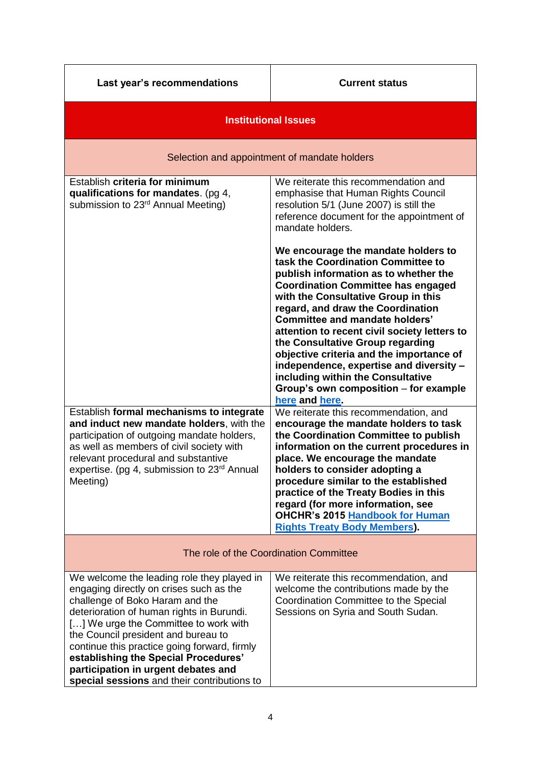| Last year's recommendations | Current status |
|---|---|
| **Institutional Issues** | |
| Selection and appointment of mandate holders | |
| Establish **criteria for minimum qualifications for mandates**. (pg 4, submission to 23rd Annual Meeting) | We reiterate this recommendation and emphasise that Human Rights Council resolution 5/1 (June 2007) is still the reference document for the appointment of mandate holders. **We encourage the mandate holders to task the Coordination Committee to publish information as to whether the Coordination Committee has engaged with the Consultative Group in this regard, and draw the Coordination Committee and mandate holders' attention to recent civil society letters to the Consultative Group regarding objective criteria and the importance of independence, expertise and diversity – including within the Consultative Group's own composition** – **for example here and here.** |
| Establish **formal mechanisms to integrate and induct new mandate holders**, with the participation of outgoing mandate holders, as well as members of civil society with relevant procedural and substantive expertise. (pg 4, submission to 23rd Annual Meeting) | We reiterate this recommendation, and **encourage the mandate holders to task the Coordination Committee to publish information on the current procedures in place. We encourage the mandate holders to consider adopting a procedure similar to the established practice of the Treaty Bodies in this regard (for more information, see OHCHR's 2015 Handbook for Human Rights Treaty Body Members).** |
| The role of the Coordination Committee | |
| We welcome the leading role they played in engaging directly on crises such as the challenge of Boko Haram and the deterioration of human rights in Burundi. […] We urge the Committee to work with the Council president and bureau to continue this practice going forward, firmly **establishing the Special Procedures' participation in urgent debates and special sessions** and their contributions to | We reiterate this recommendation, and welcome the contributions made by the Coordination Committee to the Special Sessions on Syria and South Sudan. |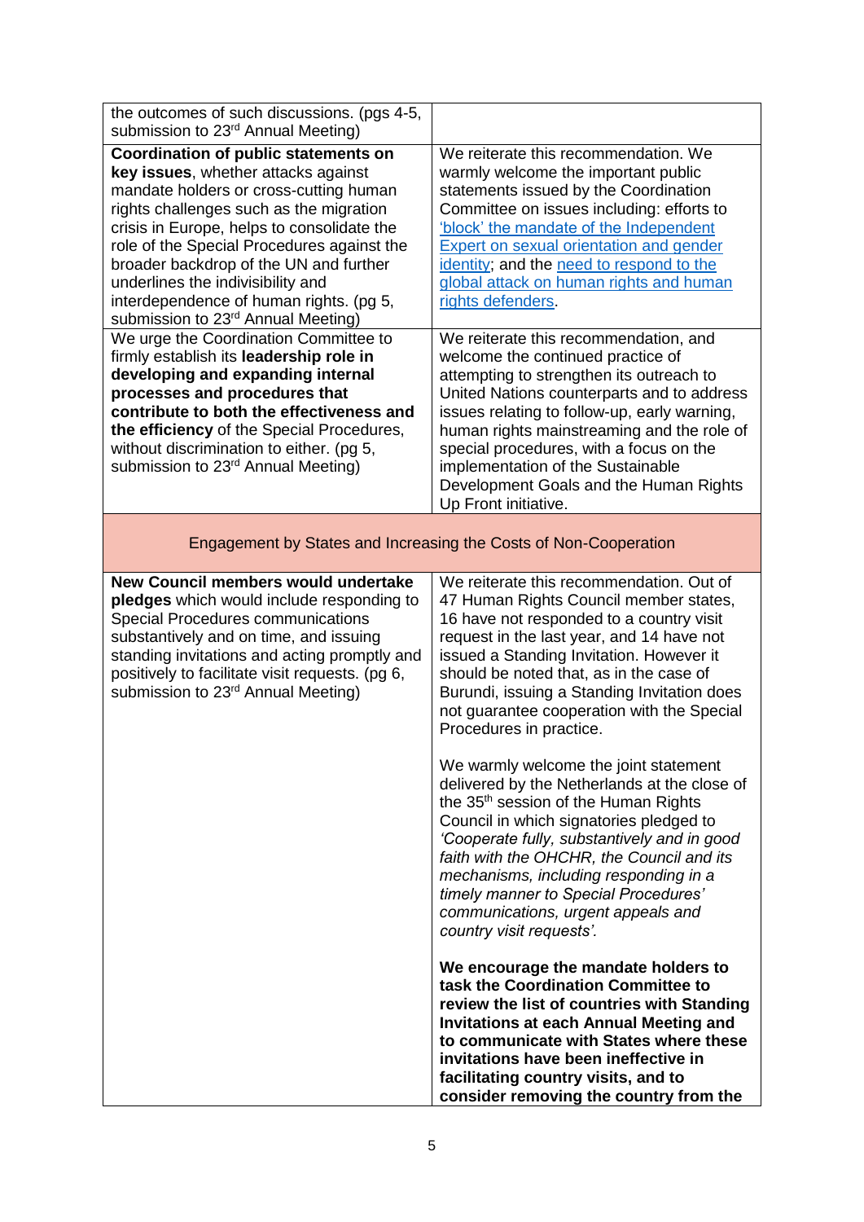| | |
|---|---|
| the outcomes of such discussions. (pgs 4-5, submission to 23rd Annual Meeting) | |
| **Coordination of public statements on key issues**, whether attacks against mandate holders or cross-cutting human rights challenges such as the migration crisis in Europe, helps to consolidate the role of the Special Procedures against the broader backdrop of the UN and further underlines the indivisibility and interdependence of human rights. (pg 5, submission to 23rd Annual Meeting) | We reiterate this recommendation. We warmly welcome the important public statements issued by the Coordination Committee on issues including: efforts to 'block' the mandate of the Independent Expert on sexual orientation and gender identity; and the need to respond to the global attack on human rights and human rights defenders. |
| We urge the Coordination Committee to firmly establish its **leadership role in developing and expanding internal processes and procedures that contribute to both the effectiveness and the efficiency** of the Special Procedures, without discrimination to either. (pg 5, submission to 23rd Annual Meeting) | We reiterate this recommendation, and welcome the continued practice of attempting to strengthen its outreach to United Nations counterparts and to address issues relating to follow-up, early warning, human rights mainstreaming and the role of special procedures, with a focus on the implementation of the Sustainable Development Goals and the Human Rights Up Front initiative. |
| Engagement by States and Increasing the Costs of Non-Cooperation | |
| **New Council members would undertake pledges** which would include responding to Special Procedures communications substantively and on time, and issuing standing invitations and acting promptly and positively to facilitate visit requests. (pg 6, submission to 23rd Annual Meeting) | We reiterate this recommendation. Out of 47 Human Rights Council member states, 16 have not responded to a country visit request in the last year, and 14 have not issued a Standing Invitation. However it should be noted that, as in the case of Burundi, issuing a Standing Invitation does not guarantee cooperation with the Special Procedures in practice.<br><br>We warmly welcome the joint statement delivered by the Netherlands at the close of the 35th session of the Human Rights Council in which signatories pledged to *'Cooperate fully, substantively and in good faith with the OHCHR, the Council and its mechanisms, including responding in a timely manner to Special Procedures' communications, urgent appeals and country visit requests'*.<br><br>**We encourage the mandate holders to task the Coordination Committee to review the list of countries with Standing Invitations at each Annual Meeting and to communicate with States where these invitations have been ineffective in facilitating country visits, and to consider removing the country from the** |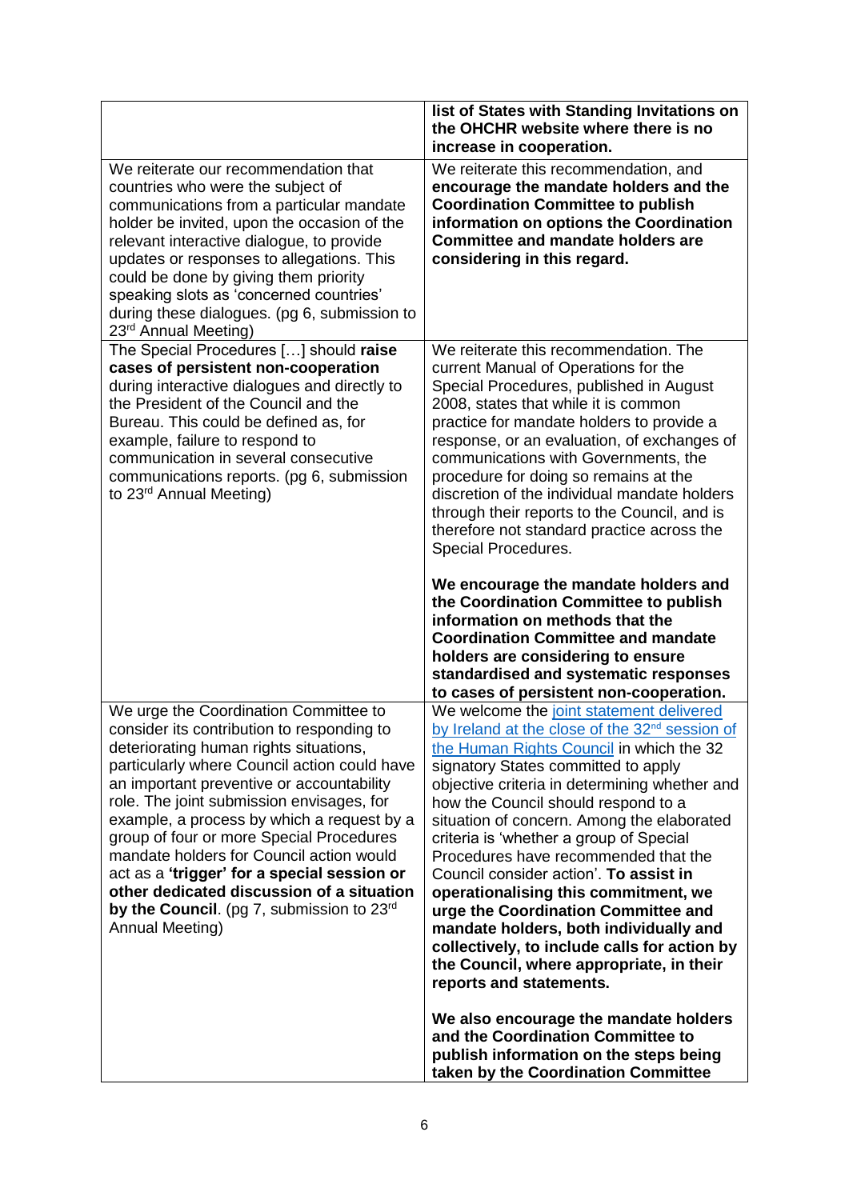| | |
|---|---|
| | **list of States with Standing Invitations on the OHCHR website where there is no increase in cooperation.** |
| We reiterate our recommendation that countries who were the subject of communications from a particular mandate holder be invited, upon the occasion of the relevant interactive dialogue, to provide updates or responses to allegations. This could be done by giving them priority speaking slots as 'concerned countries' during these dialogues. (pg 6, submission to 23rd Annual Meeting) | We reiterate this recommendation, and **encourage the mandate holders and the Coordination Committee to publish information on options the Coordination Committee and mandate holders are considering in this regard.** |
| The Special Procedures […] should **raise cases of persistent non-cooperation** during interactive dialogues and directly to the President of the Council and the Bureau. This could be defined as, for example, failure to respond to communication in several consecutive communications reports. (pg 6, submission to 23rd Annual Meeting) | We reiterate this recommendation. The current Manual of Operations for the Special Procedures, published in August 2008, states that while it is common practice for mandate holders to provide a response, or an evaluation, of exchanges of communications with Governments, the procedure for doing so remains at the discretion of the individual mandate holders through their reports to the Council, and is therefore not standard practice across the Special Procedures.<br><br>**We encourage the mandate holders and the Coordination Committee to publish information on methods that the Coordination Committee and mandate holders are considering to ensure standardised and systematic responses to cases of persistent non-cooperation.** |
| We urge the Coordination Committee to consider its contribution to responding to deteriorating human rights situations, particularly where Council action could have an important preventive or accountability role. The joint submission envisages, for example, a process by which a request by a group of four or more Special Procedures mandate holders for Council action would act as a **'trigger' for a special session or other dedicated discussion of a situation by the Council**. (pg 7, submission to 23rd Annual Meeting) | We welcome the joint statement delivered by Ireland at the close of the 32nd session of the Human Rights Council in which the 32 signatory States committed to apply objective criteria in determining whether and how the Council should respond to a situation of concern. Among the elaborated criteria is 'whether a group of Special Procedures have recommended that the Council consider action'. **To assist in operationalising this commitment, we urge the Coordination Committee and mandate holders, both individually and collectively, to include calls for action by the Council, where appropriate, in their reports and statements.**<br><br>**We also encourage the mandate holders and the Coordination Committee to publish information on the steps being taken by the Coordination Committee** |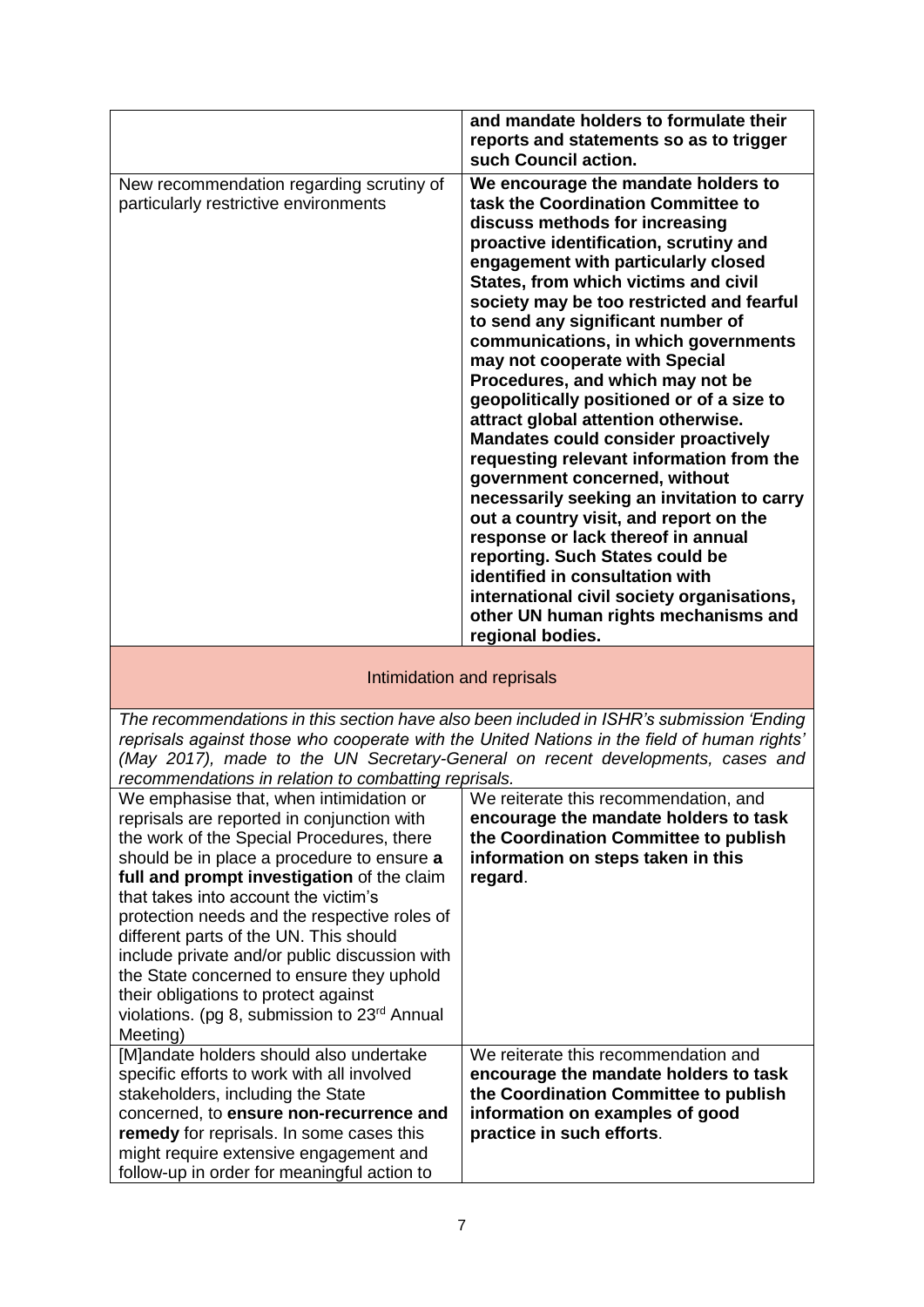| | |
|---|---|
| | **and mandate holders to formulate their reports and statements so as to trigger such Council action.** |
| New recommendation regarding scrutiny of particularly restrictive environments | **We encourage the mandate holders to task the Coordination Committee to discuss methods for increasing proactive identification, scrutiny and engagement with particularly closed States, from which victims and civil society may be too restricted and fearful to send any significant number of communications, in which governments may not cooperate with Special Procedures, and which may not be geopolitically positioned or of a size to attract global attention otherwise. Mandates could consider proactively requesting relevant information from the government concerned, without necessarily seeking an invitation to carry out a country visit, and report on the response or lack thereof in annual reporting. Such States could be identified in consultation with international civil society organisations, other UN human rights mechanisms and regional bodies.** |

## Intimidation and reprisals

*The recommendations in this section have also been included in ISHR's submission 'Ending reprisals against those who cooperate with the United Nations in the field of human rights' (May 2017), made to the UN Secretary-General on recent developments, cases and recommendations in relation to combatting reprisals.*

| | |
|---|---|
| We emphasise that, when intimidation or reprisals are reported in conjunction with the work of the Special Procedures, there should be in place a procedure to ensure **a full and prompt investigation** of the claim that takes into account the victim's protection needs and the respective roles of different parts of the UN. This should include private and/or public discussion with the State concerned to ensure they uphold their obligations to protect against violations. (pg 8, submission to 23rd Annual Meeting) | We reiterate this recommendation, and **encourage the mandate holders to task the Coordination Committee to publish information on steps taken in this regard**. |
| [M]andate holders should also undertake specific efforts to work with all involved stakeholders, including the State concerned, to **ensure non-recurrence and remedy** for reprisals. In some cases this might require extensive engagement and follow-up in order for meaningful action to | We reiterate this recommendation and **encourage the mandate holders to task the Coordination Committee to publish information on examples of good practice in such efforts**. |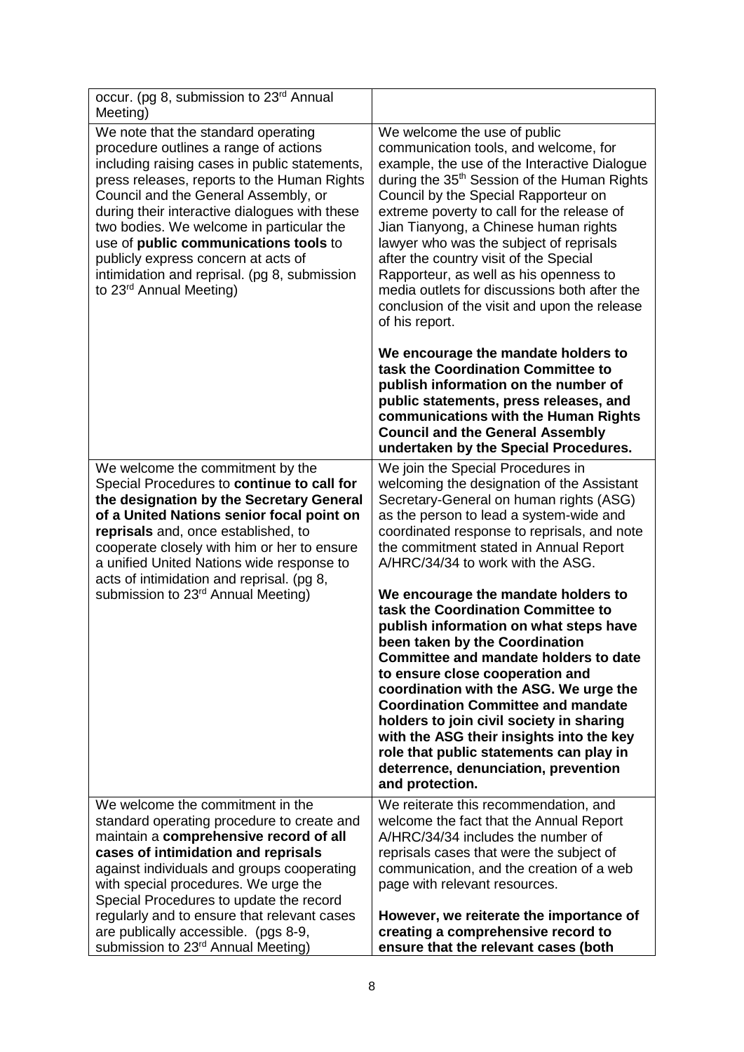| | |
|---|---|
| occur. (pg 8, submission to 23rd Annual Meeting) | |
| We note that the standard operating procedure outlines a range of actions including raising cases in public statements, press releases, reports to the Human Rights Council and the General Assembly, or during their interactive dialogues with these two bodies. We welcome in particular the use of **public communications tools** to publicly express concern at acts of intimidation and reprisal. (pg 8, submission to 23rd Annual Meeting) | We welcome the use of public communication tools, and welcome, for example, the use of the Interactive Dialogue during the 35th Session of the Human Rights Council by the Special Rapporteur on extreme poverty to call for the release of Jian Tianyong, a Chinese human rights lawyer who was the subject of reprisals after the country visit of the Special Rapporteur, as well as his openness to media outlets for discussions both after the conclusion of the visit and upon the release of his report.<br><br>**We encourage the mandate holders to task the Coordination Committee to publish information on the number of public statements, press releases, and communications with the Human Rights Council and the General Assembly undertaken by the Special Procedures.** |
| We welcome the commitment by the Special Procedures to **continue to call for the designation by the Secretary General of a United Nations senior focal point on reprisals** and, once established, to cooperate closely with him or her to ensure a unified United Nations wide response to acts of intimidation and reprisal. (pg 8, submission to 23rd Annual Meeting) | We join the Special Procedures in welcoming the designation of the Assistant Secretary-General on human rights (ASG) as the person to lead a system-wide and coordinated response to reprisals, and note the commitment stated in Annual Report A/HRC/34/34 to work with the ASG.<br><br>**We encourage the mandate holders to task the Coordination Committee to publish information on what steps have been taken by the Coordination Committee and mandate holders to date to ensure close cooperation and coordination with the ASG. We urge the Coordination Committee and mandate holders to join civil society in sharing with the ASG their insights into the key role that public statements can play in deterrence, denunciation, prevention and protection.** |
| We welcome the commitment in the standard operating procedure to create and maintain a **comprehensive record of all cases of intimidation and reprisals** against individuals and groups cooperating with special procedures. We urge the Special Procedures to update the record regularly and to ensure that relevant cases are publically accessible. (pgs 8-9, submission to 23rd Annual Meeting) | We reiterate this recommendation, and welcome the fact that the Annual Report A/HRC/34/34 includes the number of reprisals cases that were the subject of communication, and the creation of a web page with relevant resources.<br><br>**However, we reiterate the importance of creating a comprehensive record to ensure that the relevant cases (both** |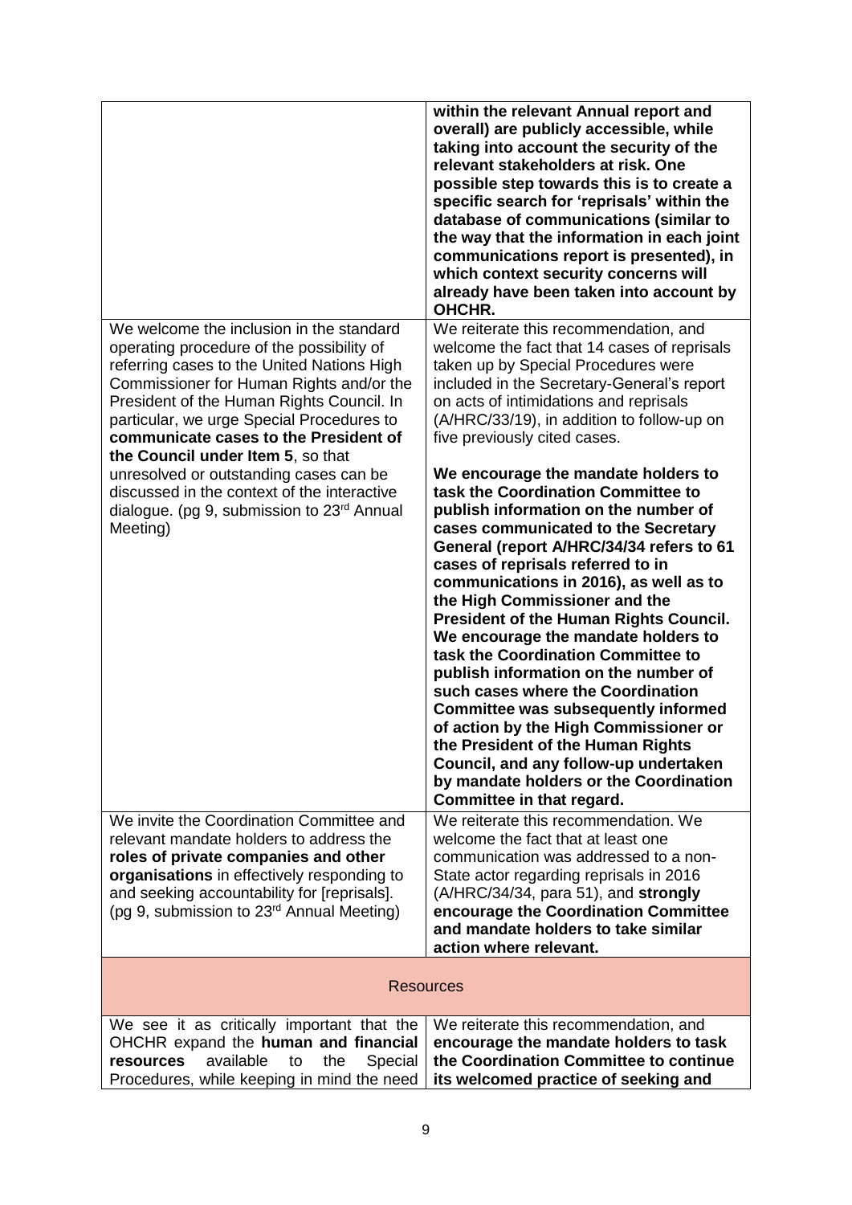| | |
|---|---|
| | **within the relevant Annual report and overall) are publicly accessible, while taking into account the security of the relevant stakeholders at risk. One possible step towards this is to create a specific search for 'reprisals' within the database of communications (similar to the way that the information in each joint communications report is presented), in which context security concerns will already have been taken into account by OHCHR.** |
| We welcome the inclusion in the standard operating procedure of the possibility of referring cases to the United Nations High Commissioner for Human Rights and/or the President of the Human Rights Council. In particular, we urge Special Procedures to **communicate cases to the President of the Council under Item 5**, so that unresolved or outstanding cases can be discussed in the context of the interactive dialogue. (pg 9, submission to 23rd Annual Meeting) | We reiterate this recommendation, and welcome the fact that 14 cases of reprisals taken up by Special Procedures were included in the Secretary-General's report on acts of intimidations and reprisals (A/HRC/33/19), in addition to follow-up on five previously cited cases.<br><br>**We encourage the mandate holders to task the Coordination Committee to publish information on the number of cases communicated to the Secretary General (report A/HRC/34/34 refers to 61 cases of reprisals referred to in communications in 2016), as well as to the High Commissioner and the President of the Human Rights Council. We encourage the mandate holders to task the Coordination Committee to publish information on the number of such cases where the Coordination Committee was subsequently informed of action by the High Commissioner or the President of the Human Rights Council, and any follow-up undertaken by mandate holders or the Coordination Committee in that regard.** |
| We invite the Coordination Committee and relevant mandate holders to address the **roles of private companies and other organisations** in effectively responding to and seeking accountability for [reprisals]. (pg 9, submission to 23rd Annual Meeting) | We reiterate this recommendation. We welcome the fact that at least one communication was addressed to a non-State actor regarding reprisals in 2016 (A/HRC/34/34, para 51), and **strongly encourage the Coordination Committee and mandate holders to take similar action where relevant.** |
| **Resources** | |
| We see it as critically important that the OHCHR expand the **human and financial resources** available to the Special Procedures, while keeping in mind the need | We reiterate this recommendation, and **encourage the mandate holders to task the Coordination Committee to continue its welcomed practice of seeking and** |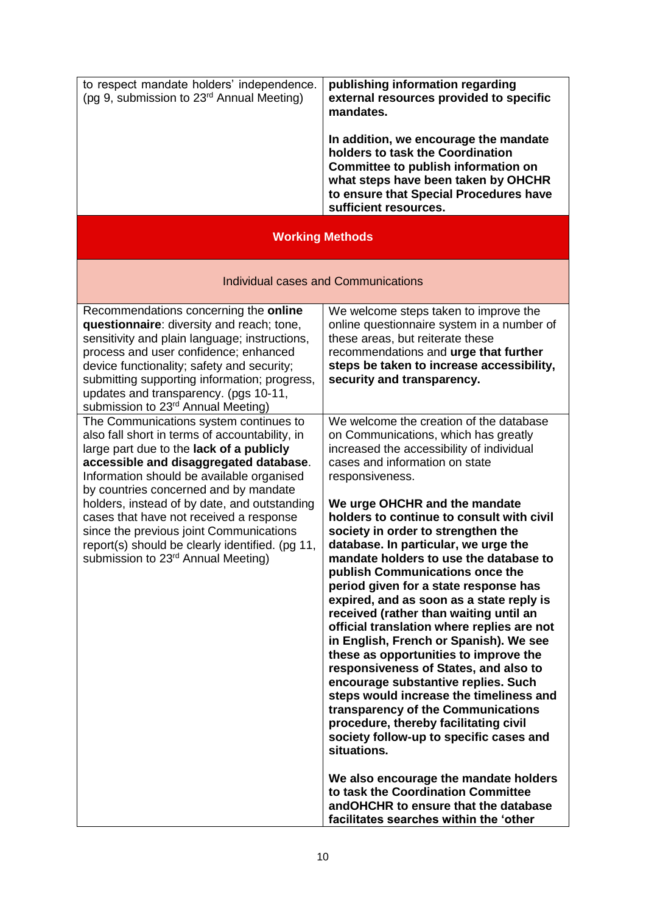| | |
|---|---|
| to respect mandate holders' independence. (pg 9, submission to 23rd Annual Meeting) | **publishing information regarding external resources provided to specific mandates.**<br><br>**In addition, we encourage the mandate holders to task the Coordination Committee to publish information on what steps have been taken by OHCHR to ensure that Special Procedures have sufficient resources.** |
| **Working Methods** | |
| Individual cases and Communications | |
| Recommendations concerning the **online questionnaire**: diversity and reach; tone, sensitivity and plain language; instructions, process and user confidence; enhanced device functionality; safety and security; submitting supporting information; progress, updates and transparency. (pgs 10-11, submission to 23rd Annual Meeting) | We welcome steps taken to improve the online questionnaire system in a number of these areas, but reiterate these recommendations and **urge that further steps be taken to increase accessibility, security and transparency.** |
| The Communications system continues to also fall short in terms of accountability, in large part due to the **lack of a publicly accessible and disaggregated database**. Information should be available organised by countries concerned and by mandate holders, instead of by date, and outstanding cases that have not received a response since the previous joint Communications report(s) should be clearly identified. (pg 11, submission to 23rd Annual Meeting) | We welcome the creation of the database on Communications, which has greatly increased the accessibility of individual cases and information on state responsiveness.<br><br>**We urge OHCHR and the mandate holders to continue to consult with civil society in order to strengthen the database. In particular, we urge the mandate holders to use the database to publish Communications once the period given for a state response has expired, and as soon as a state reply is received (rather than waiting until an official translation where replies are not in English, French or Spanish). We see these as opportunities to improve the responsiveness of States, and also to encourage substantive replies. Such steps would increase the timeliness and transparency of the Communications procedure, thereby facilitating civil society follow-up to specific cases and situations.**<br><br>**We also encourage the mandate holders to task the Coordination Committee andOHCHR to ensure that the database facilitates searches within the 'other** |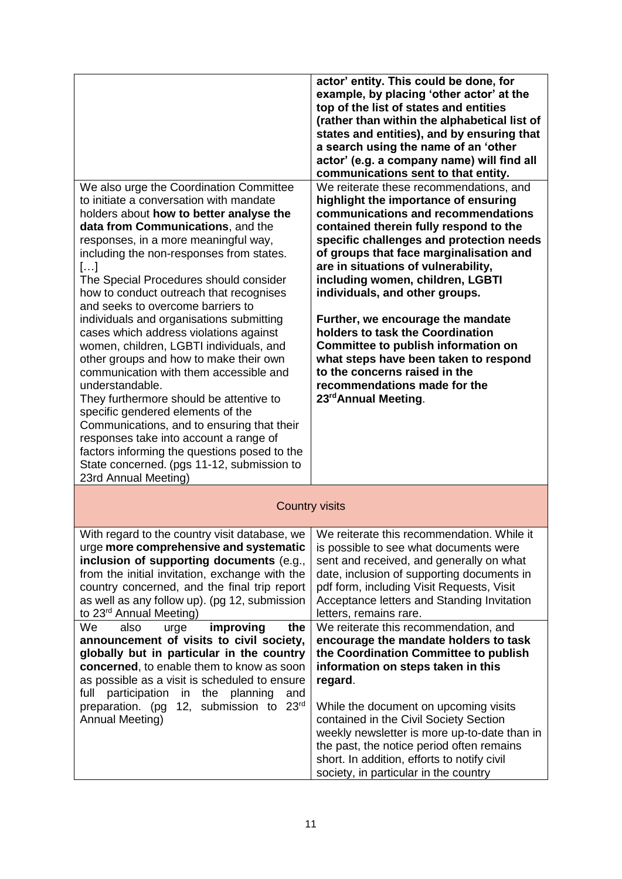| | |
|---|---|
| | **actor' entity. This could be done, for example, by placing 'other actor' at the top of the list of states and entities (rather than within the alphabetical list of states and entities), and by ensuring that a search using the name of an 'other actor' (e.g. a company name) will find all communications sent to that entity.** |
| We also urge the Coordination Committee to initiate a conversation with mandate holders about **how to better analyse the data from Communications**, and the responses, in a more meaningful way, including the non-responses from states.<br>[…]<br>The Special Procedures should consider how to conduct outreach that recognises and seeks to overcome barriers to individuals and organisations submitting cases which address violations against women, children, LGBTI individuals, and other groups and how to make their own communication with them accessible and understandable.<br>They furthermore should be attentive to specific gendered elements of the Communications, and to ensuring that their responses take into account a range of factors informing the questions posed to the State concerned. (pgs 11-12, submission to 23rd Annual Meeting) | We reiterate these recommendations, and **highlight the importance of ensuring communications and recommendations contained therein fully respond to the specific challenges and protection needs of groups that face marginalisation and are in situations of vulnerability, including women, children, LGBTI individuals, and other groups.**<br><br>**Further, we encourage the mandate holders to task the Coordination Committee to publish information on what steps have been taken to respond to the concerns raised in the recommendations made for the 23rd Annual Meeting**. |
| **Country visits** | |
| With regard to the country visit database, we urge **more comprehensive and systematic inclusion of supporting documents** (e.g., from the initial invitation, exchange with the country concerned, and the final trip report as well as any follow up). (pg 12, submission to 23rd Annual Meeting) | We reiterate this recommendation. While it is possible to see what documents were sent and received, and generally on what date, inclusion of supporting documents in pdf form, including Visit Requests, Visit Acceptance letters and Standing Invitation letters, remains rare. |
| We also urge **improving the announcement of visits to civil society, globally but in particular in the country concerned**, to enable them to know as soon as possible as a visit is scheduled to ensure full participation in the planning and preparation. (pg 12, submission to 23rd Annual Meeting) | We reiterate this recommendation, and **encourage the mandate holders to task the Coordination Committee to publish information on steps taken in this regard**.<br><br>While the document on upcoming visits contained in the Civil Society Section weekly newsletter is more up-to-date than in the past, the notice period often remains short. In addition, efforts to notify civil society, in particular in the country |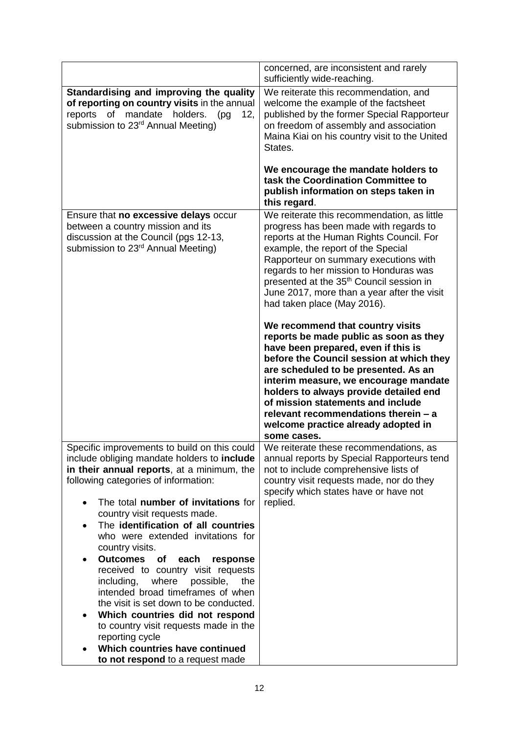| | |
|---|---|
| | concerned, are inconsistent and rarely sufficiently wide-reaching. |
| **Standardising and improving the quality of reporting on country visits** in the annual reports of mandate holders. (pg 12, submission to 23rd Annual Meeting) | We reiterate this recommendation, and welcome the example of the factsheet published by the former Special Rapporteur on freedom of assembly and association Maina Kiai on his country visit to the United States.<br><br>**We encourage the mandate holders to task the Coordination Committee to publish information on steps taken in this regard**. |
| Ensure that **no excessive delays** occur between a country mission and its discussion at the Council (pgs 12-13, submission to 23rd Annual Meeting) | We reiterate this recommendation, as little progress has been made with regards to reports at the Human Rights Council. For example, the report of the Special Rapporteur on summary executions with regards to her mission to Honduras was presented at the 35th Council session in June 2017, more than a year after the visit had taken place (May 2016).<br><br>**We recommend that country visits reports be made public as soon as they have been prepared, even if this is before the Council session at which they are scheduled to be presented. As an interim measure, we encourage mandate holders to always provide detailed end of mission statements and include relevant recommendations therein – a welcome practice already adopted in some cases.** |
| Specific improvements to build on this could include obliging mandate holders to **include in their annual reports**, at a minimum, the following categories of information:<br><br>• The total **number of invitations** for country visit requests made.<br>• The **identification of all countries** who were extended invitations for country visits.<br>• **Outcomes of each response** received to country visit requests including, where possible, the intended broad timeframes of when the visit is set down to be conducted.<br>• **Which countries did not respond** to country visit requests made in the reporting cycle<br>• **Which countries have continued to not respond** to a request made | We reiterate these recommendations, as annual reports by Special Rapporteurs tend not to include comprehensive lists of country visit requests made, nor do they specify which states have or have not replied. |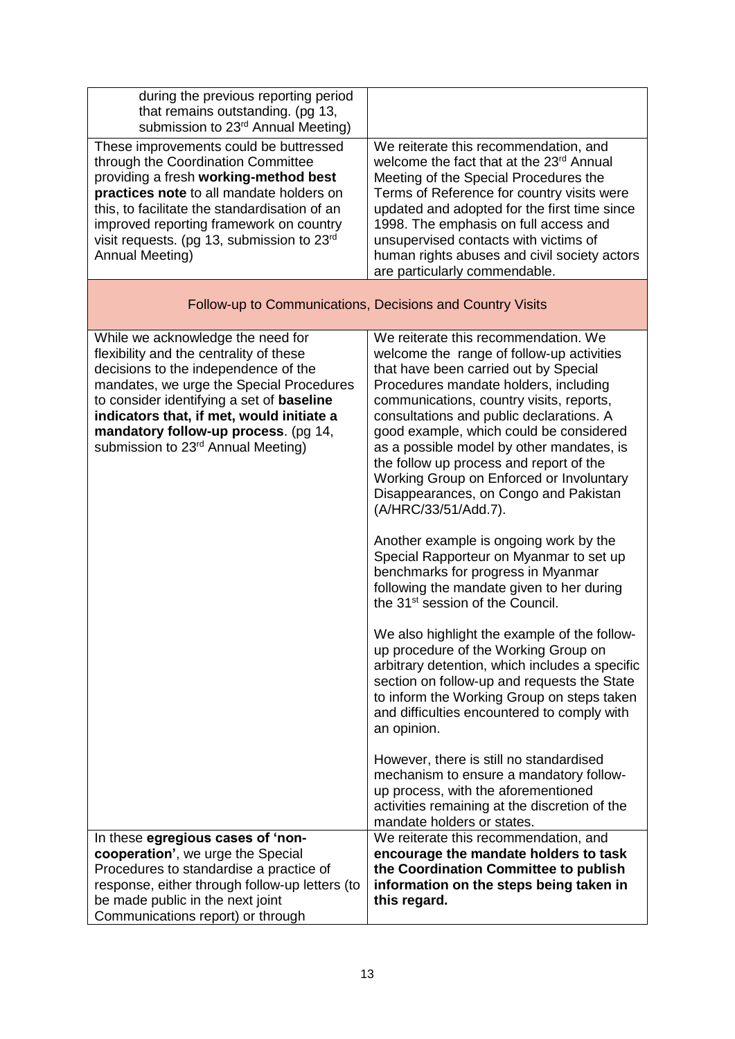| | |
|---|---|
| during the previous reporting period that remains outstanding. (pg 13, submission to 23rd Annual Meeting) | |
| These improvements could be buttressed through the Coordination Committee providing a fresh **working-method best practices note** to all mandate holders on this, to facilitate the standardisation of an improved reporting framework on country visit requests. (pg 13, submission to 23rd Annual Meeting) | We reiterate this recommendation, and welcome the fact that at the 23rd Annual Meeting of the Special Procedures the Terms of Reference for country visits were updated and adopted for the first time since 1998. The emphasis on full access and unsupervised contacts with victims of human rights abuses and civil society actors are particularly commendable. |
| **Follow-up to Communications, Decisions and Country Visits** | |
| While we acknowledge the need for flexibility and the centrality of these decisions to the independence of the mandates, we urge the Special Procedures to consider identifying a set of **baseline indicators that, if met, would initiate a mandatory follow-up process**. (pg 14, submission to 23rd Annual Meeting) | We reiterate this recommendation. We welcome the range of follow-up activities that have been carried out by Special Procedures mandate holders, including communications, country visits, reports, consultations and public declarations. A good example, which could be considered as a possible model by other mandates, is the follow up process and report of the Working Group on Enforced or Involuntary Disappearances, on Congo and Pakistan (A/HRC/33/51/Add.7).<br><br>Another example is ongoing work by the Special Rapporteur on Myanmar to set up benchmarks for progress in Myanmar following the mandate given to her during the 31st session of the Council.<br><br>We also highlight the example of the follow-up procedure of the Working Group on arbitrary detention, which includes a specific section on follow-up and requests the State to inform the Working Group on steps taken and difficulties encountered to comply with an opinion.<br><br>However, there is still no standardised mechanism to ensure a mandatory follow-up process, with the aforementioned activities remaining at the discretion of the mandate holders or states. |
| In these **egregious cases of 'non-cooperation'**, we urge the Special Procedures to standardise a practice of response, either through follow-up letters (to be made public in the next joint Communications report) or through | We reiterate this recommendation, and **encourage the mandate holders to task the Coordination Committee to publish information on the steps being taken in this regard.** |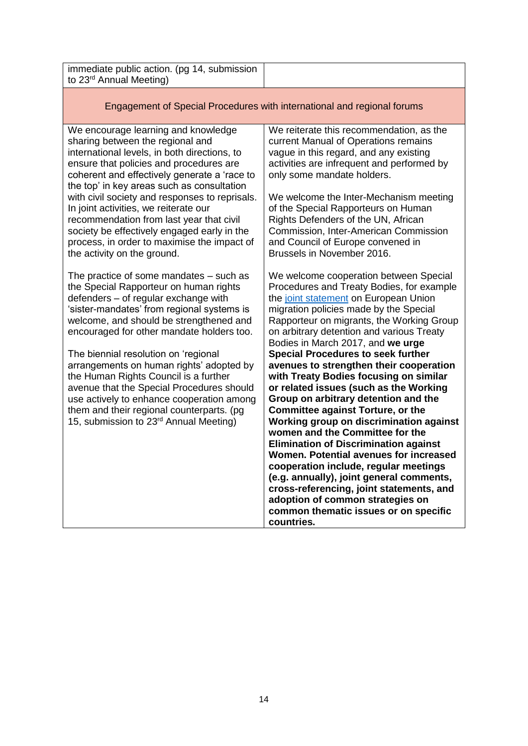| | |
|---|---|
| immediate public action. (pg 14, submission to 23rd Annual Meeting) | |
| Engagement of Special Procedures with international and regional forums | |
| We encourage learning and knowledge sharing between the regional and international levels, in both directions, to ensure that policies and procedures are coherent and effectively generate a 'race to the top' in key areas such as consultation with civil society and responses to reprisals. In joint activities, we reiterate our recommendation from last year that civil society be effectively engaged early in the process, in order to maximise the impact of the activity on the ground.<br><br>The practice of some mandates – such as the Special Rapporteur on human rights defenders – of regular exchange with 'sister-mandates' from regional systems is welcome, and should be strengthened and encouraged for other mandate holders too.<br><br>The biennial resolution on 'regional arrangements on human rights' adopted by the Human Rights Council is a further avenue that the Special Procedures should use actively to enhance cooperation among them and their regional counterparts. (pg 15, submission to 23rd Annual Meeting) | We reiterate this recommendation, as the current Manual of Operations remains vague in this regard, and any existing activities are infrequent and performed by only some mandate holders.<br><br>We welcome the Inter-Mechanism meeting of the Special Rapporteurs on Human Rights Defenders of the UN, African Commission, Inter-American Commission and Council of Europe convened in Brussels in November 2016.<br><br>We welcome cooperation between Special Procedures and Treaty Bodies, for example the joint statement on European Union migration policies made by the Special Rapporteur on migrants, the Working Group on arbitrary detention and various Treaty Bodies in March 2017, and **we urge Special Procedures to seek further avenues to strengthen their cooperation with Treaty Bodies focusing on similar or related issues (such as the Working Group on arbitrary detention and the Committee against Torture, or the Working group on discrimination against women and the Committee for the Elimination of Discrimination against Women. Potential avenues for increased cooperation include, regular meetings (e.g. annually), joint general comments, cross-referencing, joint statements, and adoption of common strategies on common thematic issues or on specific countries.** |